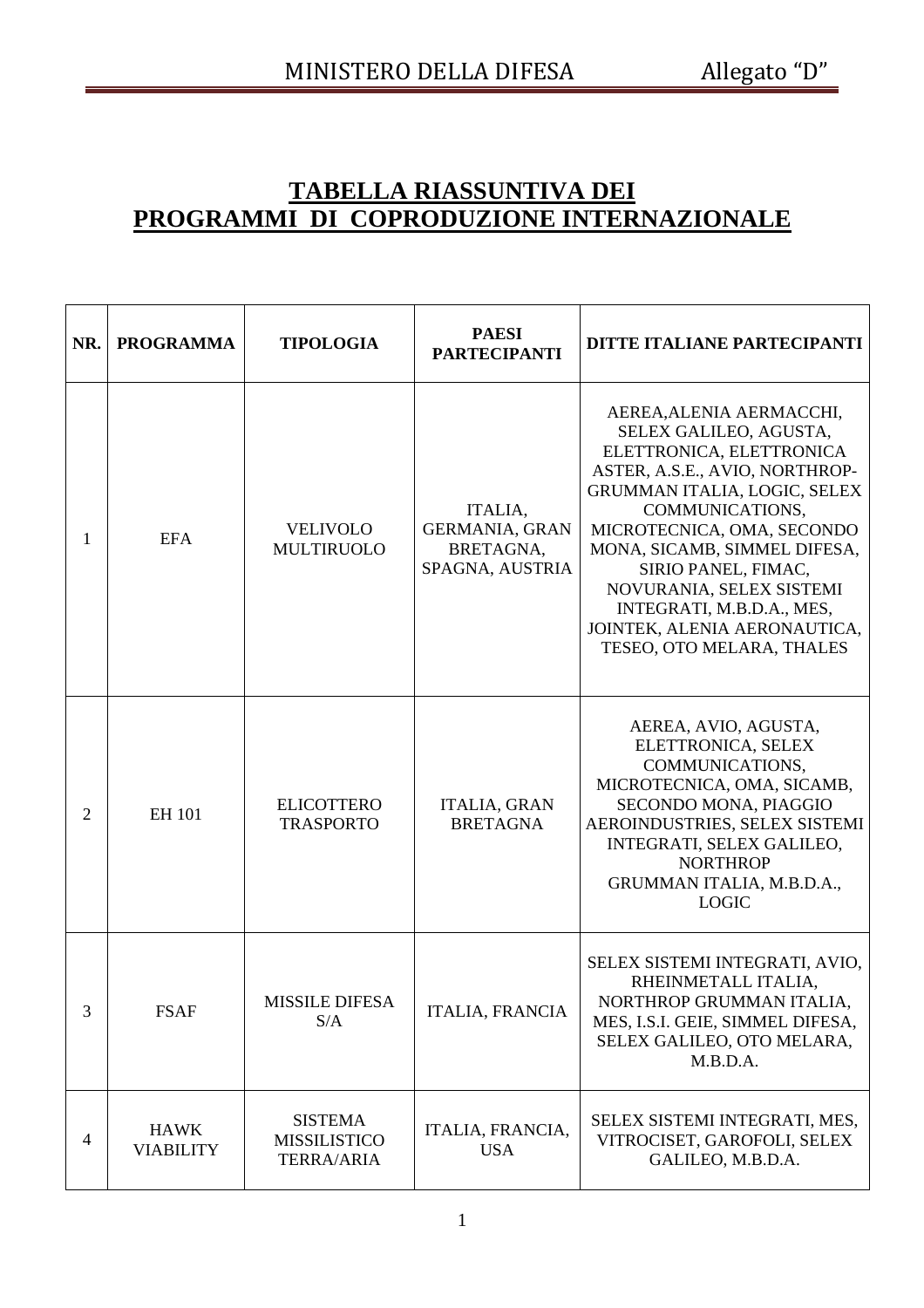# TABELLA RIASSUNTIVA DEI PROGRAMMI DI COPRODUZIONE INTERNAZIONALE

| NR. | PROGRAMMA | TIPOLOGIA | PAESI PARTECIPANTI | DITTE ITALIANE PARTECIPANTI |
|---|---|---|---|---|
| 1 | EFA | VELIVOLO MULTIRUOLO | ITALIA, GERMANIA, GRAN BRETAGNA, SPAGNA, AUSTRIA | AEREA,ALENIA AERMACCHI, SELEX GALILEO, AGUSTA, ELETTRONICA, ELETTRONICA ASTER, A.S.E., AVIO, NORTHROP-GRUMMAN ITALIA, LOGIC, SELEX COMMUNICATIONS, MICROTECNICA, OMA, SECONDO MONA, SICAMB, SIMMEL DIFESA, SIRIO PANEL, FIMAC, NOVURANIA, SELEX SISTEMI INTEGRATI, M.B.D.A., MES, JOINTEK, ALENIA AERONAUTICA, TESEO, OTO MELARA, THALES |
| 2 | EH 101 | ELICOTTERO TRASPORTO | ITALIA, GRAN BRETAGNA | AEREA, AVIO, AGUSTA, ELETTRONICA, SELEX COMMUNICATIONS, MICROTECNICA, OMA, SICAMB, SECONDO MONA, PIAGGIO AEROINDUSTRIES, SELEX SISTEMI INTEGRATI, SELEX GALILEO, NORTHROP GRUMMAN ITALIA, M.B.D.A., LOGIC |
| 3 | FSAF | MISSILE DIFESA S/A | ITALIA, FRANCIA | SELEX SISTEMI INTEGRATI, AVIO, RHEINMETALL ITALIA, NORTHROP GRUMMAN ITALIA, MES, I.S.I. GEIE, SIMMEL DIFESA, SELEX GALILEO, OTO MELARA, M.B.D.A. |
| 4 | HAWK VIABILITY | SISTEMA MISSILISTICO TERRA/ARIA | ITALIA, FRANCIA, USA | SELEX SISTEMI INTEGRATI, MES, VITROCISET, GAROFOLI, SELEX GALILEO, M.B.D.A. |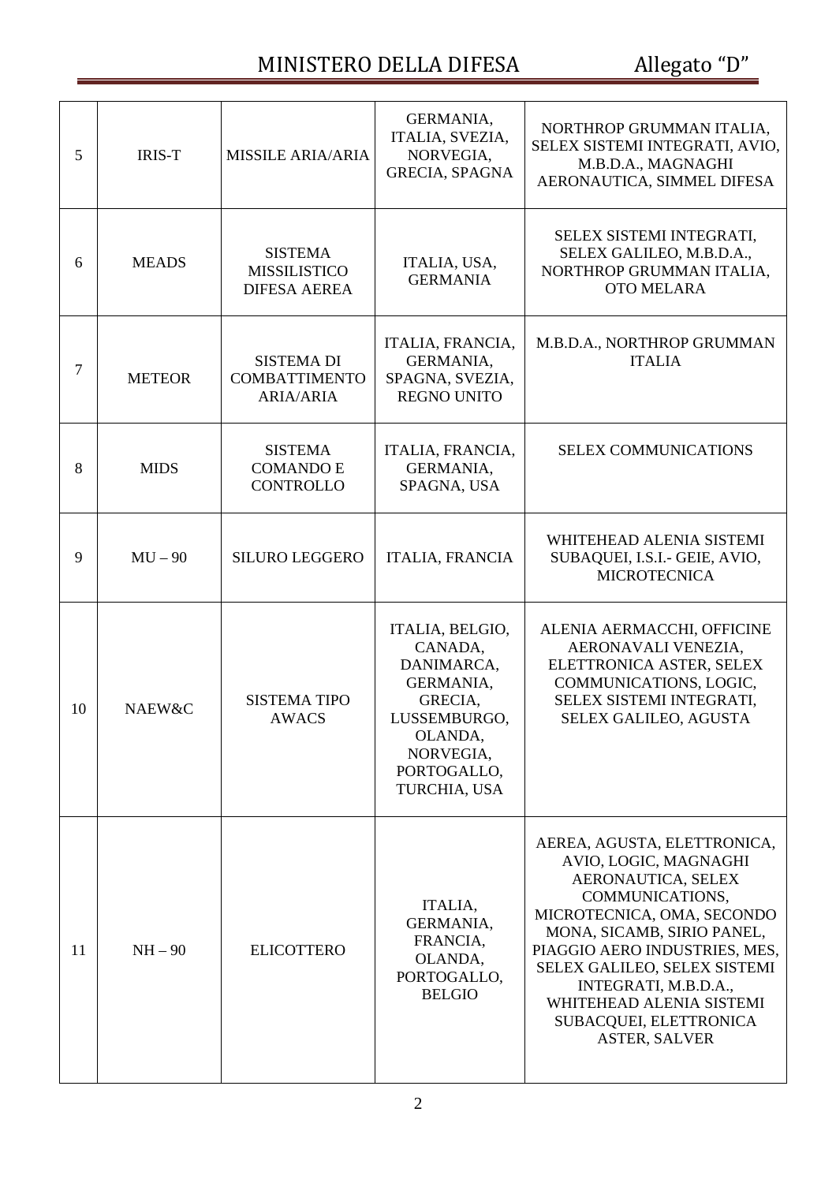| 5 | IRIS-T | MISSILE ARIA/ARIA | GERMANIA, ITALIA, SVEZIA, NORVEGIA, GRECIA, SPAGNA | NORTHROP GRUMMAN ITALIA, SELEX SISTEMI INTEGRATI, AVIO, M.B.D.A., MAGNAGHI AERONAUTICA, SIMMEL DIFESA |
|---|---|---|---|---|
| 6 | MEADS | SISTEMA MISSILISTICO DIFESA AEREA | ITALIA, USA, GERMANIA | SELEX SISTEMI INTEGRATI, SELEX GALILEO, M.B.D.A., NORTHROP GRUMMAN ITALIA, OTO MELARA |
| 7 | METEOR | SISTEMA DI COMBATTIMENTO ARIA/ARIA | ITALIA, FRANCIA, GERMANIA, SPAGNA, SVEZIA, REGNO UNITO | M.B.D.A., NORTHROP GRUMMAN ITALIA |
| 8 | MIDS | SISTEMA COMANDO E CONTROLLO | ITALIA, FRANCIA, GERMANIA, SPAGNA, USA | SELEX COMMUNICATIONS |
| 9 | MU – 90 | SILURO LEGGERO | ITALIA, FRANCIA | WHITEHEAD ALENIA SISTEMI SUBAQUEI, I.S.I.- GEIE, AVIO, MICROTECNICA |
| 10 | NAEW&C | SISTEMA TIPO AWACS | ITALIA, BELGIO, CANADA, DANIMARCA, GERMANIA, GRECIA, LUSSEMBURGO, OLANDA, NORVEGIA, PORTOGALLO, TURCHIA, USA | ALENIA AERMACCHI, OFFICINE AERONAVALI VENEZIA, ELETTRONICA ASTER, SELEX COMMUNICATIONS, LOGIC, SELEX SISTEMI INTEGRATI, SELEX GALILEO, AGUSTA |
| 11 | NH – 90 | ELICOTTERO | ITALIA, GERMANIA, FRANCIA, OLANDA, PORTOGALLO, BELGIO | AEREA, AGUSTA, ELETTRONICA, AVIO, LOGIC, MAGNAGHI AERONAUTICA, SELEX COMMUNICATIONS, MICROTECNICA, OMA, SECONDO MONA, SICAMB, SIRIO PANEL, PIAGGIO AERO INDUSTRIES, MES, SELEX GALILEO, SELEX SISTEMI INTEGRATI, M.B.D.A., WHITEHEAD ALENIA SISTEMI SUBACQUEI, ELETTRONICA ASTER, SALVER |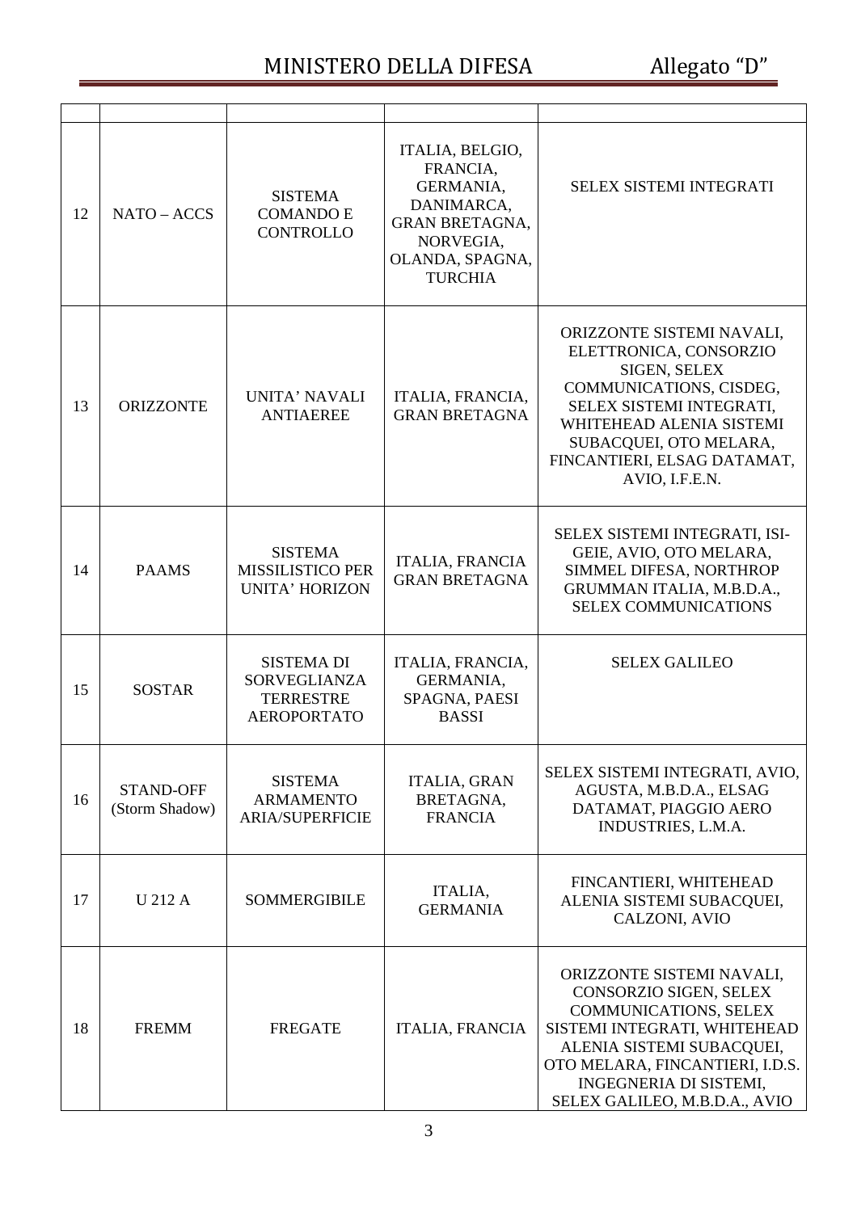| | | | | |
|---|---|---|---|---|
| 12 | NATO – ACCS | SISTEMA COMANDO E CONTROLLO | ITALIA, BELGIO, FRANCIA, GERMANIA, DANIMARCA, GRAN BRETAGNA, NORVEGIA, OLANDA, SPAGNA, TURCHIA | SELEX SISTEMI INTEGRATI |
| 13 | ORIZZONTE | UNITA' NAVALI ANTIAEREE | ITALIA, FRANCIA, GRAN BRETAGNA | ORIZZONTE SISTEMI NAVALI, ELETTRONICA, CONSORZIO SIGEN, SELEX COMMUNICATIONS, CISDEG, SELEX SISTEMI INTEGRATI, WHITEHEAD ALENIA SISTEMI SUBACQUEI, OTO MELARA, FINCANTIERI, ELSAG DATAMAT, AVIO, I.F.E.N. |
| 14 | PAAMS | SISTEMA MISSILISTICO PER UNITA' HORIZON | ITALIA, FRANCIA GRAN BRETAGNA | SELEX SISTEMI INTEGRATI, ISI-GEIE, AVIO, OTO MELARA, SIMMEL DIFESA, NORTHROP GRUMMAN ITALIA, M.B.D.A., SELEX COMMUNICATIONS |
| 15 | SOSTAR | SISTEMA DI SORVEGLIANZA TERRESTRE AEROPORTATO | ITALIA, FRANCIA, GERMANIA, SPAGNA, PAESI BASSI | SELEX GALILEO |
| 16 | STAND-OFF (Storm Shadow) | SISTEMA ARMAMENTO ARIA/SUPERFICIE | ITALIA, GRAN BRETAGNA, FRANCIA | SELEX SISTEMI INTEGRATI, AVIO, AGUSTA, M.B.D.A., ELSAG DATAMAT, PIAGGIO AERO INDUSTRIES, L.M.A. |
| 17 | U 212 A | SOMMERGIBILE | ITALIA, GERMANIA | FINCANTIERI, WHITEHEAD ALENIA SISTEMI SUBACQUEI, CALZONI, AVIO |
| 18 | FREMM | FREGATE | ITALIA, FRANCIA | ORIZZONTE SISTEMI NAVALI, CONSORZIO SIGEN, SELEX COMMUNICATIONS, SELEX SISTEMI INTEGRATI, WHITEHEAD ALENIA SISTEMI SUBACQUEI, OTO MELARA, FINCANTIERI, I.D.S. INGEGNERIA DI SISTEMI, SELEX GALILEO, M.B.D.A., AVIO |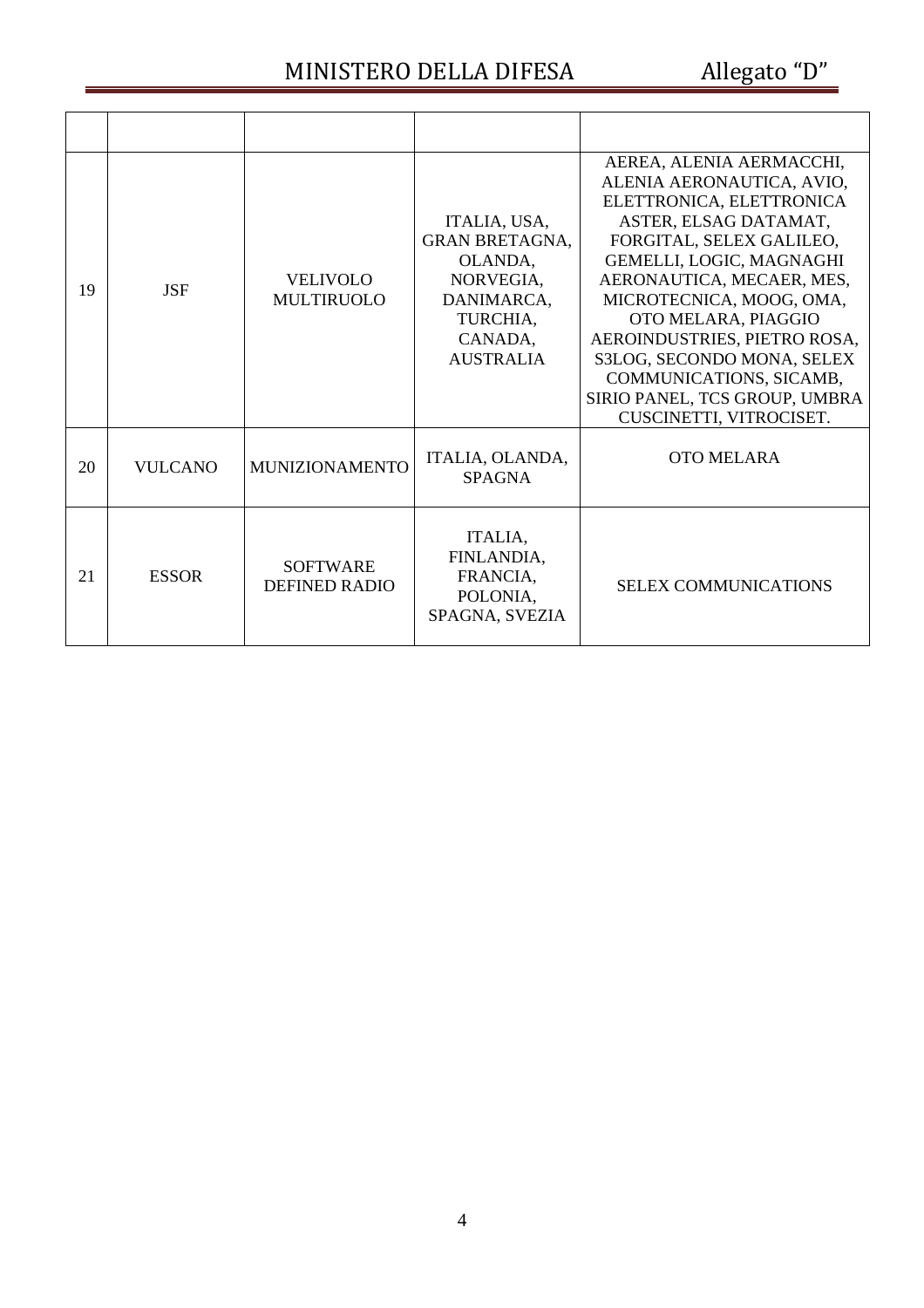| | | | | |
|---|---|---|---|---|
| 19 | JSF | VELIVOLO MULTIRUOLO | ITALIA, USA, GRAN BRETAGNA, OLANDA, NORVEGIA, DANIMARCA, TURCHIA, CANADA, AUSTRALIA | AEREA, ALENIA AERMACCHI, ALENIA AERONAUTICA, AVIO, ELETTRONICA, ELETTRONICA ASTER, ELSAG DATAMAT, FORGITAL, SELEX GALILEO, GEMELLI, LOGIC, MAGNAGHI AERONAUTICA, MECAER, MES, MICROTECNICA, MOOG, OMA, OTO MELARA, PIAGGIO AEROINDUSTRIES, PIETRO ROSA, S3LOG, SECONDO MONA, SELEX COMMUNICATIONS, SICAMB, SIRIO PANEL, TCS GROUP, UMBRA CUSCINETTI, VITROCISET. |
| 20 | VULCANO | MUNIZIONAMENTO | ITALIA, OLANDA, SPAGNA | OTO MELARA |
| 21 | ESSOR | SOFTWARE DEFINED RADIO | ITALIA, FINLANDIA, FRANCIA, POLONIA, SPAGNA, SVEZIA | SELEX COMMUNICATIONS |